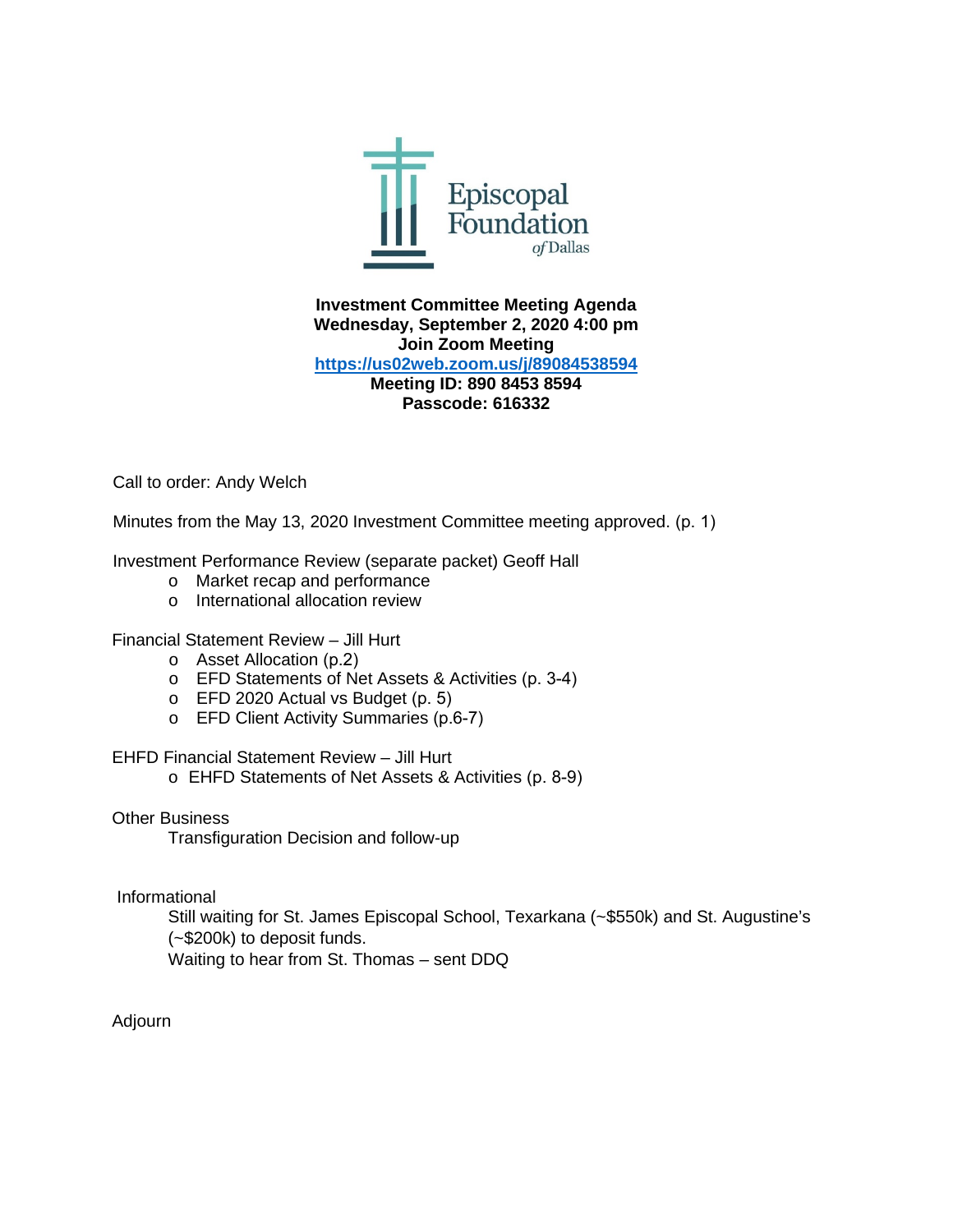Episcopal Foundation *of* Dallas

**Investment Committee Meeting Agenda**
**Wednesday, September 2, 2020 4:00 pm**
**Join Zoom Meeting**
**https://us02web.zoom.us/j/89084538594**
**Meeting ID: 890 8453 8594**
**Passcode: 616332**

Call to order: Andy Welch

Minutes from the May 13, 2020 Investment Committee meeting approved. (p. 1)

Investment Performance Review (separate packet) Geoff Hall

- Market recap and performance
- International allocation review

Financial Statement Review – Jill Hurt

- Asset Allocation (p.2)
- EFD Statements of Net Assets & Activities (p. 3-4)
- EFD 2020 Actual vs Budget (p. 5)
- EFD Client Activity Summaries (p.6-7)

EHFD Financial Statement Review – Jill Hurt

- EHFD Statements of Net Assets & Activities (p. 8-9)

Other Business

Transfiguration Decision and follow-up

Informational

Still waiting for St. James Episcopal School, Texarkana (~$550k) and St. Augustine's (~$200k) to deposit funds.

Waiting to hear from St. Thomas – sent DDQ

Adjourn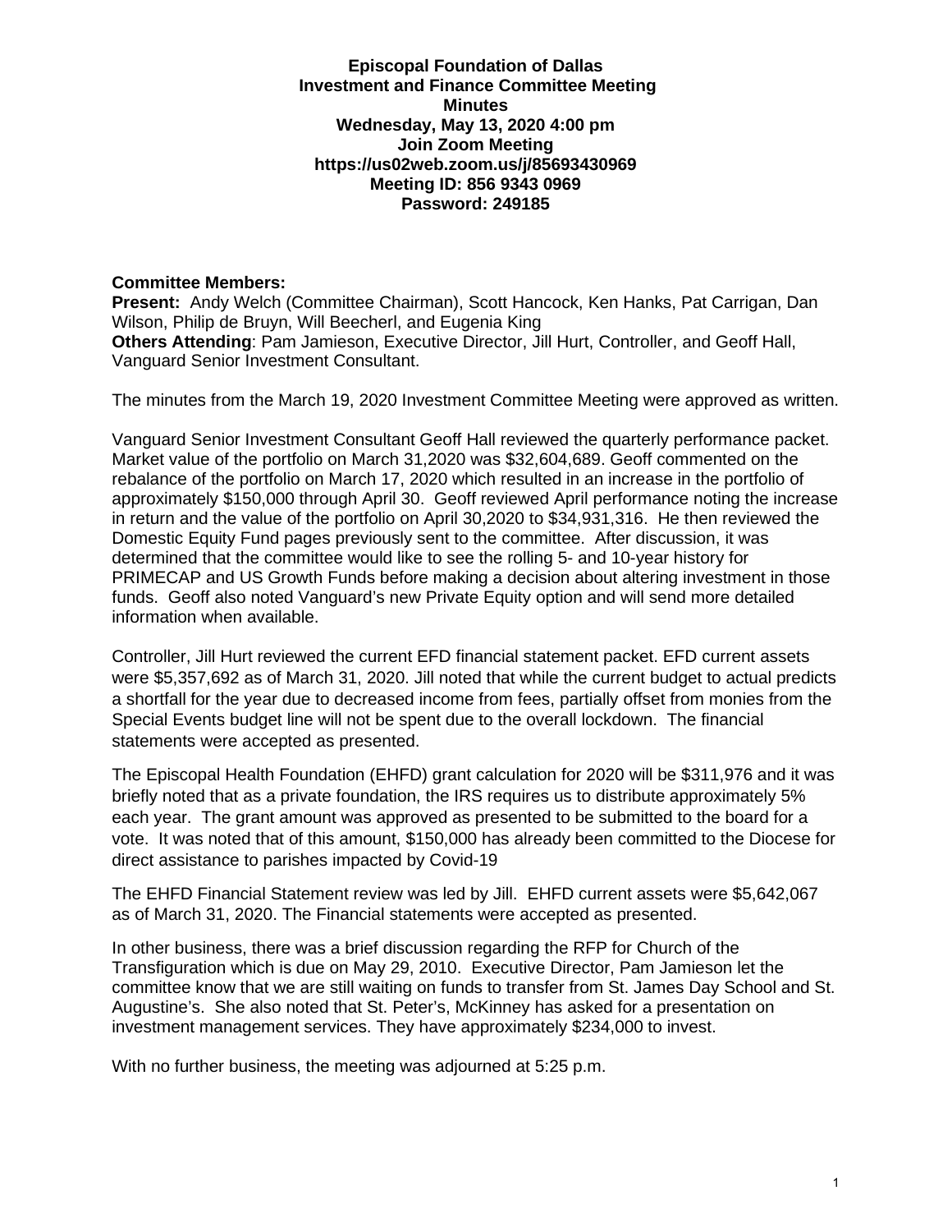**Episcopal Foundation of Dallas**
**Investment and Finance Committee Meeting**
**Minutes**
**Wednesday, May 13, 2020 4:00 pm**
**Join Zoom Meeting**
**https://us02web.zoom.us/j/85693430969**
**Meeting ID: 856 9343 0969**
**Password: 249185**

**Committee Members:**
**Present:** Andy Welch (Committee Chairman), Scott Hancock, Ken Hanks, Pat Carrigan, Dan Wilson, Philip de Bruyn, Will Beecherl, and Eugenia King
**Others Attending**: Pam Jamieson, Executive Director, Jill Hurt, Controller, and Geoff Hall, Vanguard Senior Investment Consultant.

The minutes from the March 19, 2020 Investment Committee Meeting were approved as written.

Vanguard Senior Investment Consultant Geoff Hall reviewed the quarterly performance packet. Market value of the portfolio on March 31,2020 was $32,604,689. Geoff commented on the rebalance of the portfolio on March 17, 2020 which resulted in an increase in the portfolio of approximately $150,000 through April 30. Geoff reviewed April performance noting the increase in return and the value of the portfolio on April 30,2020 to $34,931,316. He then reviewed the Domestic Equity Fund pages previously sent to the committee. After discussion, it was determined that the committee would like to see the rolling 5- and 10-year history for PRIMECAP and US Growth Funds before making a decision about altering investment in those funds. Geoff also noted Vanguard's new Private Equity option and will send more detailed information when available.

Controller, Jill Hurt reviewed the current EFD financial statement packet. EFD current assets were $5,357,692 as of March 31, 2020. Jill noted that while the current budget to actual predicts a shortfall for the year due to decreased income from fees, partially offset from monies from the Special Events budget line will not be spent due to the overall lockdown. The financial statements were accepted as presented.

The Episcopal Health Foundation (EHFD) grant calculation for 2020 will be $311,976 and it was briefly noted that as a private foundation, the IRS requires us to distribute approximately 5% each year. The grant amount was approved as presented to be submitted to the board for a vote. It was noted that of this amount, $150,000 has already been committed to the Diocese for direct assistance to parishes impacted by Covid-19

The EHFD Financial Statement review was led by Jill. EHFD current assets were $5,642,067 as of March 31, 2020. The Financial statements were accepted as presented.

In other business, there was a brief discussion regarding the RFP for Church of the Transfiguration which is due on May 29, 2010. Executive Director, Pam Jamieson let the committee know that we are still waiting on funds to transfer from St. James Day School and St. Augustine's. She also noted that St. Peter's, McKinney has asked for a presentation on investment management services. They have approximately $234,000 to invest.

With no further business, the meeting was adjourned at 5:25 p.m.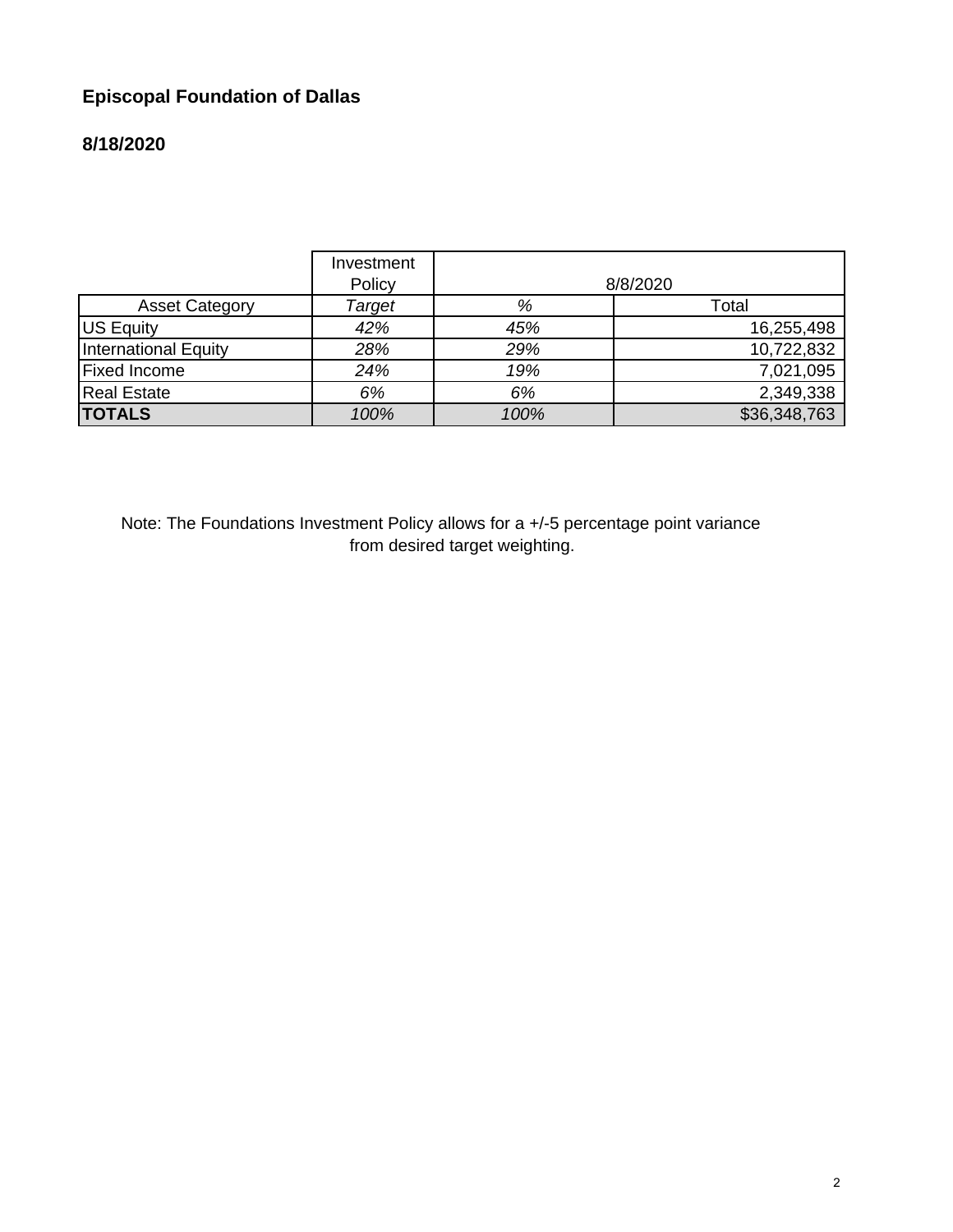**Episcopal Foundation of Dallas**

**8/18/2020**

| | Investment Policy | 8/8/2020 | |
|---|---|---|---|
| Asset Category | *Target* | *%* | Total |
| US Equity | *42%* | *45%* | 16,255,498 |
| International Equity | *28%* | *29%* | 10,722,832 |
| Fixed Income | *24%* | *19%* | 7,021,095 |
| Real Estate | *6%* | *6%* | 2,349,338 |
| **TOTALS** | *100%* | *100%* | $36,348,763 |

Note: The Foundations Investment Policy allows for a +/-5 percentage point variance from desired target weighting.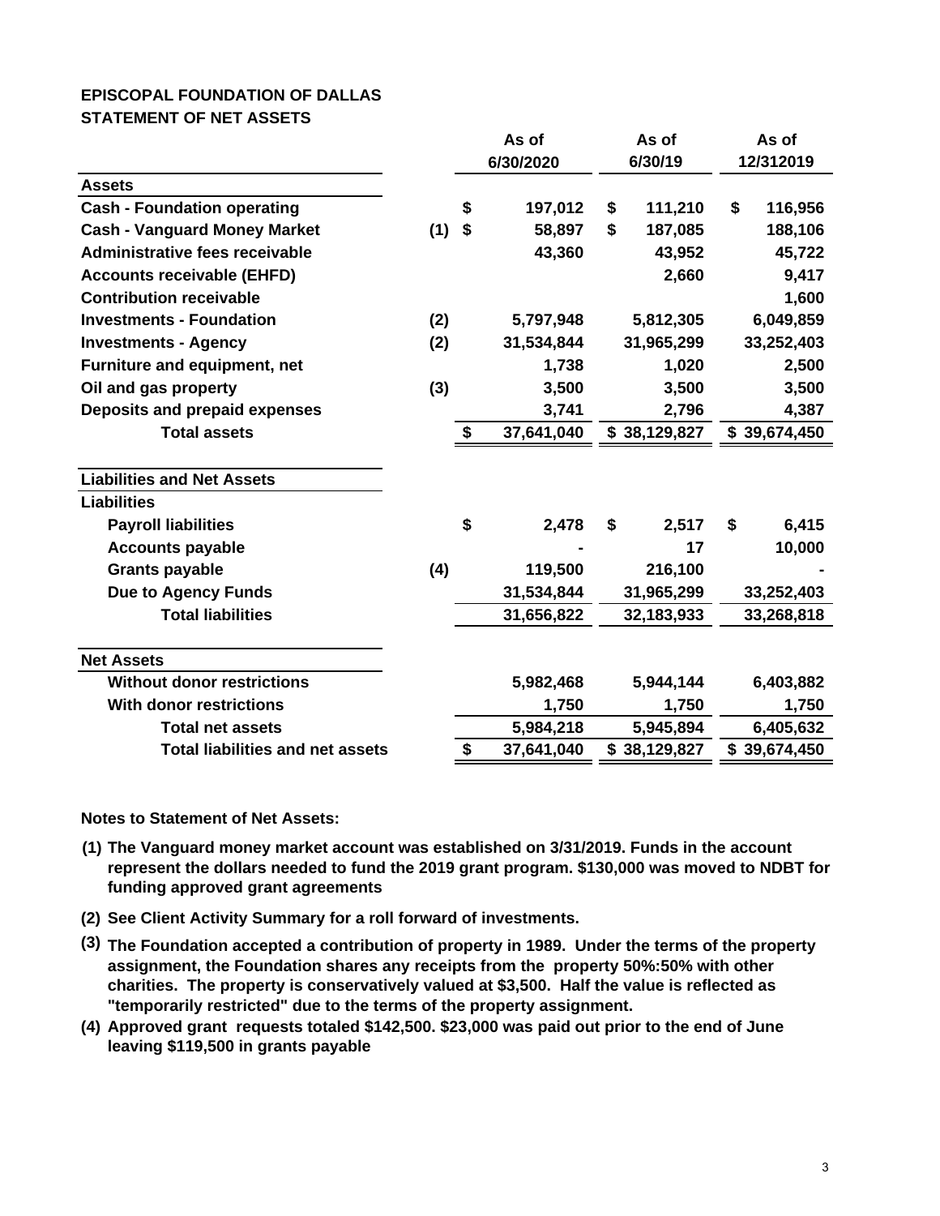**EPISCOPAL FOUNDATION OF DALLAS**
**STATEMENT OF NET ASSETS**

| | | As of 6/30/2020 | As of 6/30/19 | As of 12/312019 |
|---|---|---|---|---|
| **Assets** | | | | |
| Cash - Foundation operating | | $ 197,012 | $ 111,210 | $ 116,956 |
| Cash - Vanguard Money Market | (1) | $ 58,897 | $ 187,085 | 188,106 |
| Administrative fees receivable | | 43,360 | 43,952 | 45,722 |
| Accounts receivable (EHFD) | | | 2,660 | 9,417 |
| Contribution receivable | | | | 1,600 |
| Investments - Foundation | (2) | 5,797,948 | 5,812,305 | 6,049,859 |
| Investments - Agency | (2) | 31,534,844 | 31,965,299 | 33,252,403 |
| Furniture and equipment, net | | 1,738 | 1,020 | 2,500 |
| Oil and gas property | (3) | 3,500 | 3,500 | 3,500 |
| Deposits and prepaid expenses | | 3,741 | 2,796 | 4,387 |
| **Total assets** | | $ 37,641,040 | $ 38,129,827 | $ 39,674,450 |
| **Liabilities and Net Assets** | | | | |
| **Liabilities** | | | | |
| Payroll liabilities | | $ 2,478 | $ 2,517 | $ 6,415 |
| Accounts payable | | - | 17 | 10,000 |
| Grants payable | (4) | 119,500 | 216,100 | - |
| Due to Agency Funds | | 31,534,844 | 31,965,299 | 33,252,403 |
| **Total liabilities** | | 31,656,822 | 32,183,933 | 33,268,818 |
| **Net Assets** | | | | |
| Without donor restrictions | | 5,982,468 | 5,944,144 | 6,403,882 |
| With donor restrictions | | 1,750 | 1,750 | 1,750 |
| **Total net assets** | | 5,984,218 | 5,945,894 | 6,405,632 |
| **Total liabilities and net assets** | | $ 37,641,040 | $ 38,129,827 | $ 39,674,450 |

**Notes to Statement of Net Assets:**

(1) The Vanguard money market account was established on 3/31/2019. Funds in the account represent the dollars needed to fund the 2019 grant program. $130,000 was moved to NDBT for funding approved grant agreements

(2) See Client Activity Summary for a roll forward of investments.

(3) The Foundation accepted a contribution of property in 1989. Under the terms of the property assignment, the Foundation shares any receipts from the property 50%:50% with other charities. The property is conservatively valued at $3,500. Half the value is reflected as "temporarily restricted" due to the terms of the property assignment.

(4) Approved grant requests totaled $142,500. $23,000 was paid out prior to the end of June leaving $119,500 in grants payable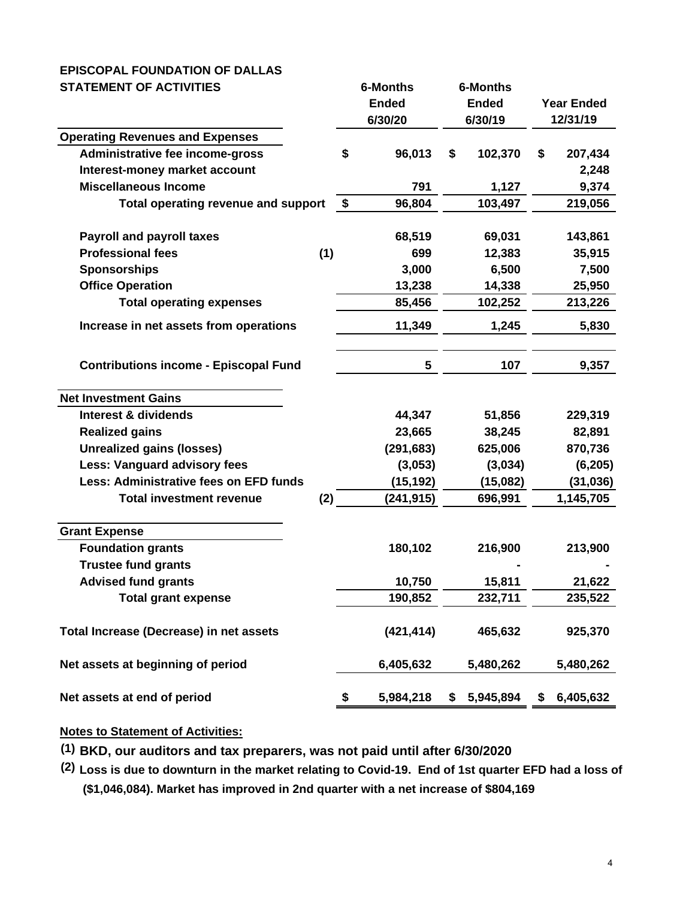**EPISCOPAL FOUNDATION OF DALLAS**

**STATEMENT OF ACTIVITIES**

| | | 6-Months Ended 6/30/20 | 6-Months Ended 6/30/19 | Year Ended 12/31/19 |
|---|---|---|---|---|
| **Operating Revenues and Expenses** | | | | |
| Administrative fee income-gross | | $ 96,013 | $ 102,370 | $ 207,434 |
| Interest-money market account | | | | 2,248 |
| Miscellaneous Income | | 791 | 1,127 | 9,374 |
| Total operating revenue and support | | $ 96,804 | 103,497 | 219,056 |
| | | | | |
| Payroll and payroll taxes | | 68,519 | 69,031 | 143,861 |
| Professional fees | (1) | 699 | 12,383 | 35,915 |
| Sponsorships | | 3,000 | 6,500 | 7,500 |
| Office Operation | | 13,238 | 14,338 | 25,950 |
| Total operating expenses | | 85,456 | 102,252 | 213,226 |
| Increase in net assets from operations | | 11,349 | 1,245 | 5,830 |
| | | | | |
| Contributions income - Episcopal Fund | | 5 | 107 | 9,357 |
| | | | | |
| **Net Investment Gains** | | | | |
| Interest & dividends | | 44,347 | 51,856 | 229,319 |
| Realized gains | | 23,665 | 38,245 | 82,891 |
| Unrealized gains (losses) | | (291,683) | 625,006 | 870,736 |
| Less: Vanguard advisory fees | | (3,053) | (3,034) | (6,205) |
| Less: Administrative fees on EFD funds | | (15,192) | (15,082) | (31,036) |
| Total investment revenue | (2) | (241,915) | 696,991 | 1,145,705 |
| | | | | |
| **Grant Expense** | | | | |
| Foundation grants | | 180,102 | 216,900 | 213,900 |
| Trustee fund grants | | | - | - |
| Advised fund grants | | 10,750 | 15,811 | 21,622 |
| Total grant expense | | 190,852 | 232,711 | 235,522 |
| | | | | |
| Total Increase (Decrease) in net assets | | (421,414) | 465,632 | 925,370 |
| | | | | |
| Net assets at beginning of period | | 6,405,632 | 5,480,262 | 5,480,262 |
| | | | | |
| Net assets at end of period | | $ 5,984,218 | $ 5,945,894 | $ 6,405,632 |

**Notes to Statement of Activities:**

(1) BKD, our auditors and tax preparers, was not paid until after 6/30/2020

(2) Loss is due to downturn in the market relating to Covid-19. End of 1st quarter EFD had a loss of ($1,046,084). Market has improved in 2nd quarter with a net increase of $804,169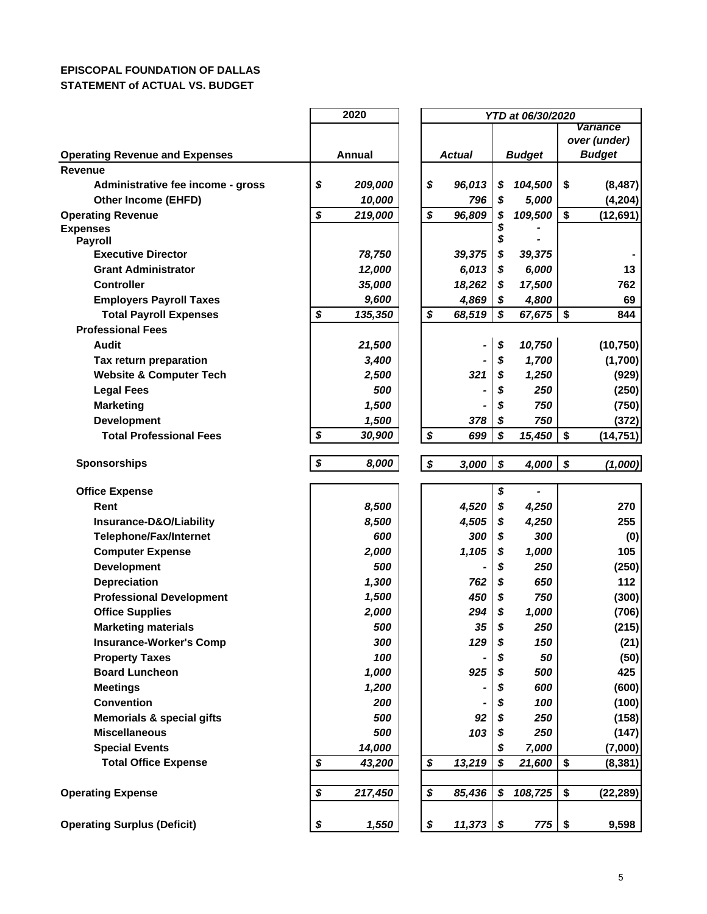**EPISCOPAL FOUNDATION OF DALLAS**
**STATEMENT of ACTUAL VS. BUDGET**

| Operating Revenue and Expenses | 2020 Annual | YTD at 06/30/2020 Actual | YTD at 06/30/2020 Budget | YTD at 06/30/2020 Variance over (under) Budget |
|---|---|---|---|---|
| **Revenue** | | | | |
| Administrative fee income - gross | $ 209,000 | $ 96,013 | $ 104,500 | $ (8,487) |
| Other Income (EHFD) | 10,000 | 796 | $ 5,000 | (4,204) |
| **Operating Revenue** | $ 219,000 | $ 96,809 | $ 109,500 | $ (12,691) |
| **Expenses** | | | $ - | |
| **Payroll** | | | $ - | |
| Executive Director | 78,750 | 39,375 | $ 39,375 | - |
| Grant Administrator | 12,000 | 6,013 | $ 6,000 | 13 |
| Controller | 35,000 | 18,262 | $ 17,500 | 762 |
| Employers Payroll Taxes | 9,600 | 4,869 | $ 4,800 | 69 |
| Total Payroll Expenses | $ 135,350 | $ 68,519 | $ 67,675 | $ 844 |
| **Professional Fees** | | | | |
| Audit | 21,500 | - | $ 10,750 | (10,750) |
| Tax return preparation | 3,400 | - | $ 1,700 | (1,700) |
| Website & Computer Tech | 2,500 | 321 | $ 1,250 | (929) |
| Legal Fees | 500 | - | $ 250 | (250) |
| Marketing | 1,500 | - | $ 750 | (750) |
| Development | 1,500 | 378 | $ 750 | (372) |
| Total Professional Fees | $ 30,900 | $ 699 | $ 15,450 | $ (14,751) |
| **Sponsorships** | $ 8,000 | $ 3,000 | $ 4,000 | $ (1,000) |
| **Office Expense** | | | $ - | |
| Rent | 8,500 | 4,520 | $ 4,250 | 270 |
| Insurance-D&O/Liability | 8,500 | 4,505 | $ 4,250 | 255 |
| Telephone/Fax/Internet | 600 | 300 | $ 300 | (0) |
| Computer Expense | 2,000 | 1,105 | $ 1,000 | 105 |
| Development | 500 | - | $ 250 | (250) |
| Depreciation | 1,300 | 762 | $ 650 | 112 |
| Professional Development | 1,500 | 450 | $ 750 | (300) |
| Office Supplies | 2,000 | 294 | $ 1,000 | (706) |
| Marketing materials | 500 | 35 | $ 250 | (215) |
| Insurance-Worker's Comp | 300 | 129 | $ 150 | (21) |
| Property Taxes | 100 | - | $ 50 | (50) |
| Board Luncheon | 1,000 | 925 | $ 500 | 425 |
| Meetings | 1,200 | - | $ 600 | (600) |
| Convention | 200 | - | $ 100 | (100) |
| Memorials & special gifts | 500 | 92 | $ 250 | (158) |
| Miscellaneous | 500 | 103 | $ 250 | (147) |
| Special Events | 14,000 | | $ 7,000 | (7,000) |
| Total Office Expense | $ 43,200 | $ 13,219 | $ 21,600 | $ (8,381) |
| **Operating Expense** | $ 217,450 | $ 85,436 | $ 108,725 | $ (22,289) |
| **Operating Surplus (Deficit)** | $ 1,550 | $ 11,373 | $ 775 | $ 9,598 |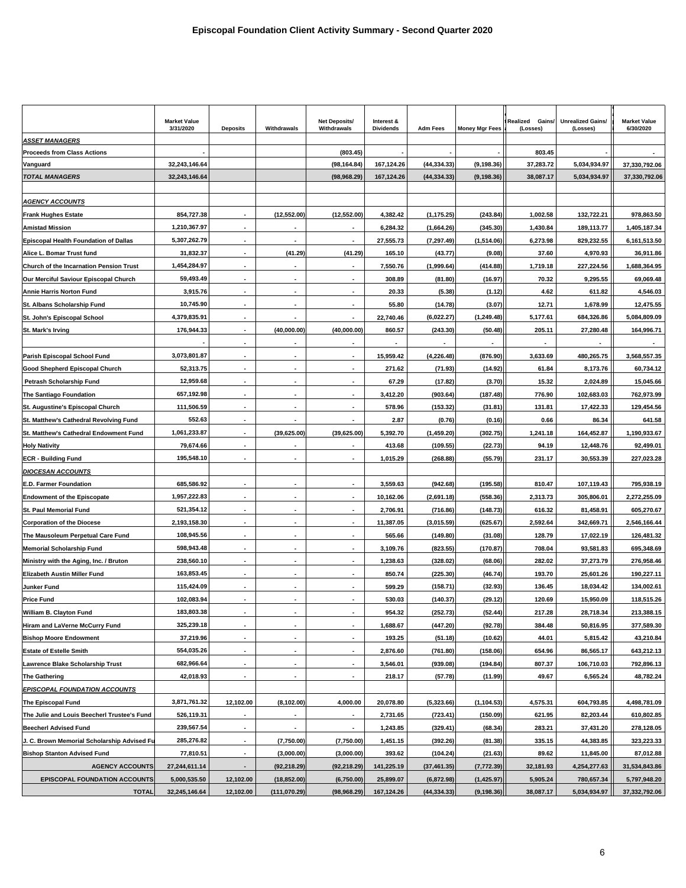# Episcopal Foundation Client Activity Summary - Second Quarter 2020

| | Market Value 3/31/2020 | Deposits | Withdrawals | Net Deposits/ Withdrawals | Interest & Dividends | Adm Fees | Money Mgr Fees | Realized Gains/ (Losses) | Unrealized Gains/ (Losses) | Market Value 6/30/2020 |
|---|---|---|---|---|---|---|---|---|---|---|
| ***ASSET MANAGERS*** | | | | | | | | | | |
| **Proceeds from Class Actions** | - | | | (803.45) | - | - | - | 803.45 | - | - |
| **Vanguard** | 32,243,146.64 | | | (98,164.84) | 167,124.26 | (44,334.33) | (9,198.36) | 37,283.72 | 5,034,934.97 | 37,330,792.06 |
| ***TOTAL MANAGERS*** | 32,243,146.64 | | | (98,968.29) | 167,124.26 | (44,334.33) | (9,198.36) | 38,087.17 | 5,034,934.97 | 37,330,792.06 |
| | | | | | | | | | | |
| ***AGENCY ACCOUNTS*** | | | | | | | | | | |
| **Frank Hughes Estate** | 854,727.38 | - | (12,552.00) | (12,552.00) | 4,382.42 | (1,175.25) | (243.84) | 1,002.58 | 132,722.21 | 978,863.50 |
| **Amistad Mission** | 1,210,367.97 | - | - | - | 6,284.32 | (1,664.26) | (345.30) | 1,430.84 | 189,113.77 | 1,405,187.34 |
| **Episcopal Health Foundation of Dallas** | 5,307,262.79 | - | - | - | 27,555.73 | (7,297.49) | (1,514.06) | 6,273.98 | 829,232.55 | 6,161,513.50 |
| **Alice L. Bomar Trust fund** | 31,832.37 | - | (41.29) | (41.29) | 165.10 | (43.77) | (9.08) | 37.60 | 4,970.93 | 36,911.86 |
| **Church of the Incarnation Pension Trust** | 1,454,284.97 | - | - | - | 7,550.76 | (1,999.64) | (414.88) | 1,719.18 | 227,224.56 | 1,688,364.95 |
| **Our Merciful Saviour Episcopal Church** | 59,493.49 | - | - | - | 308.89 | (81.80) | (16.97) | 70.32 | 9,295.55 | 69,069.48 |
| **Annie Harris Norton Fund** | 3,915.76 | - | - | - | 20.33 | (5.38) | (1.12) | 4.62 | 611.82 | 4,546.03 |
| **St. Albans Scholarship Fund** | 10,745.90 | - | - | - | 55.80 | (14.78) | (3.07) | 12.71 | 1,678.99 | 12,475.55 |
| **St. John's Episcopal School** | 4,379,835.91 | - | - | - | 22,740.46 | (6,022.27) | (1,249.48) | 5,177.61 | 684,326.86 | 5,084,809.09 |
| **St. Mark's Irving** | 176,944.33 | - | (40,000.00) | (40,000.00) | 860.57 | (243.30) | (50.48) | 205.11 | 27,280.48 | 164,996.71 |
| | - | - | - | - | - | - | - | - | - | - |
| **Parish Episcopal School Fund** | 3,073,801.87 | - | - | - | 15,959.42 | (4,226.48) | (876.90) | 3,633.69 | 480,265.75 | 3,568,557.35 |
| **Good Shepherd Episcopal Church** | 52,313.75 | - | - | - | 271.62 | (71.93) | (14.92) | 61.84 | 8,173.76 | 60,734.12 |
| **Petrash Scholarship Fund** | 12,959.68 | - | - | - | 67.29 | (17.82) | (3.70) | 15.32 | 2,024.89 | 15,045.66 |
| **The Santiago Foundation** | 657,192.98 | - | - | - | 3,412.20 | (903.64) | (187.48) | 776.90 | 102,683.03 | 762,973.99 |
| **St. Augustine's Episcopal Church** | 111,506.59 | - | - | - | 578.96 | (153.32) | (31.81) | 131.81 | 17,422.33 | 129,454.56 |
| **St. Matthew's Cathedral Revolving Fund** | 552.63 | - | - | - | 2.87 | (0.76) | (0.16) | 0.66 | 86.34 | 641.58 |
| **St. Matthew's Cathedral Endowment Fund** | 1,061,233.87 | - | (39,625.00) | (39,625.00) | 5,392.70 | (1,459.20) | (302.75) | 1,241.18 | 164,452.87 | 1,190,933.67 |
| **Holy Nativity** | 79,674.66 | - | - | - | 413.68 | (109.55) | (22.73) | 94.19 | 12,448.76 | 92,499.01 |
| **ECR - Building Fund** | 195,548.10 | - | - | - | 1,015.29 | (268.88) | (55.79) | 231.17 | 30,553.39 | 227,023.28 |
| ***DIOCESAN ACCOUNTS*** | | | | | | | | | | |
| **E.D. Farmer Foundation** | 685,586.92 | - | - | - | 3,559.63 | (942.68) | (195.58) | 810.47 | 107,119.43 | 795,938.19 |
| **Endowment of the Episcopate** | 1,957,222.83 | - | - | - | 10,162.06 | (2,691.18) | (558.36) | 2,313.73 | 305,806.01 | 2,272,255.09 |
| **St. Paul Memorial Fund** | 521,354.12 | - | - | - | 2,706.91 | (716.86) | (148.73) | 616.32 | 81,458.91 | 605,270.67 |
| **Corporation of the Diocese** | 2,193,158.30 | - | - | - | 11,387.05 | (3,015.59) | (625.67) | 2,592.64 | 342,669.71 | 2,546,166.44 |
| **The Mausoleum Perpetual Care Fund** | 108,945.56 | - | - | - | 565.66 | (149.80) | (31.08) | 128.79 | 17,022.19 | 126,481.32 |
| **Memorial Scholarship Fund** | 598,943.48 | - | - | - | 3,109.76 | (823.55) | (170.87) | 708.04 | 93,581.83 | 695,348.69 |
| **Ministry with the Aging, Inc. / Bruton** | 238,560.10 | - | - | - | 1,238.63 | (328.02) | (68.06) | 282.02 | 37,273.79 | 276,958.46 |
| **Elizabeth Austin Miller Fund** | 163,853.45 | - | - | - | 850.74 | (225.30) | (46.74) | 193.70 | 25,601.26 | 190,227.11 |
| **Junker Fund** | 115,424.09 | - | - | - | 599.29 | (158.71) | (32.93) | 136.45 | 18,034.42 | 134,002.61 |
| **Price Fund** | 102,083.94 | - | - | - | 530.03 | (140.37) | (29.12) | 120.69 | 15,950.09 | 118,515.26 |
| **William B. Clayton Fund** | 183,803.38 | - | - | - | 954.32 | (252.73) | (52.44) | 217.28 | 28,718.34 | 213,388.15 |
| **Hiram and LaVerne McCurry Fund** | 325,239.18 | - | - | - | 1,688.67 | (447.20) | (92.78) | 384.48 | 50,816.95 | 377,589.30 |
| **Bishop Moore Endowment** | 37,219.96 | - | - | - | 193.25 | (51.18) | (10.62) | 44.01 | 5,815.42 | 43,210.84 |
| **Estate of Estelle Smith** | 554,035.26 | - | - | - | 2,876.60 | (761.80) | (158.06) | 654.96 | 86,565.17 | 643,212.13 |
| **Lawrence Blake Scholarship Trust** | 682,966.64 | - | - | - | 3,546.01 | (939.08) | (194.84) | 807.37 | 106,710.03 | 792,896.13 |
| **The Gathering** | 42,018.93 | - | - | - | 218.17 | (57.78) | (11.99) | 49.67 | 6,565.24 | 48,782.24 |
| ***EPISCOPAL FOUNDATION ACCOUNTS*** | | | | | | | | | | |
| **The Episcopal Fund** | 3,871,761.32 | 12,102.00 | (8,102.00) | 4,000.00 | 20,078.80 | (5,323.66) | (1,104.53) | 4,575.31 | 604,793.85 | 4,498,781.09 |
| **The Julie and Louis Beecherl Trustee's Fund** | 526,119.31 | - | - | - | 2,731.65 | (723.41) | (150.09) | 621.95 | 82,203.44 | 610,802.85 |
| **Beecherl Advised Fund** | 239,567.54 | - | - | - | 1,243.85 | (329.41) | (68.34) | 283.21 | 37,431.20 | 278,128.05 |
| **J. C. Brown Memorial Scholarship Advised Fu** | 285,276.82 | - | (7,750.00) | (7,750.00) | 1,451.15 | (392.26) | (81.38) | 335.15 | 44,383.85 | 323,223.33 |
| **Bishop Stanton Advised Fund** | 77,810.51 | - | (3,000.00) | (3,000.00) | 393.62 | (104.24) | (21.63) | 89.62 | 11,845.00 | 87,012.88 |
| **AGENCY ACCOUNTS** | 27,244,611.14 | - | (92,218.29) | (92,218.29) | 141,225.19 | (37,461.35) | (7,772.39) | 32,181.93 | 4,254,277.63 | 31,534,843.86 |
| **EPISCOPAL FOUNDATION ACCOUNTS** | 5,000,535.50 | 12,102.00 | (18,852.00) | (6,750.00) | 25,899.07 | (6,872.98) | (1,425.97) | 5,905.24 | 780,657.34 | 5,797,948.20 |
| **TOTAL** | 32,245,146.64 | 12,102.00 | (111,070.29) | (98,968.29) | 167,124.26 | (44,334.33) | (9,198.36) | 38,087.17 | 5,034,934.97 | 37,332,792.06 |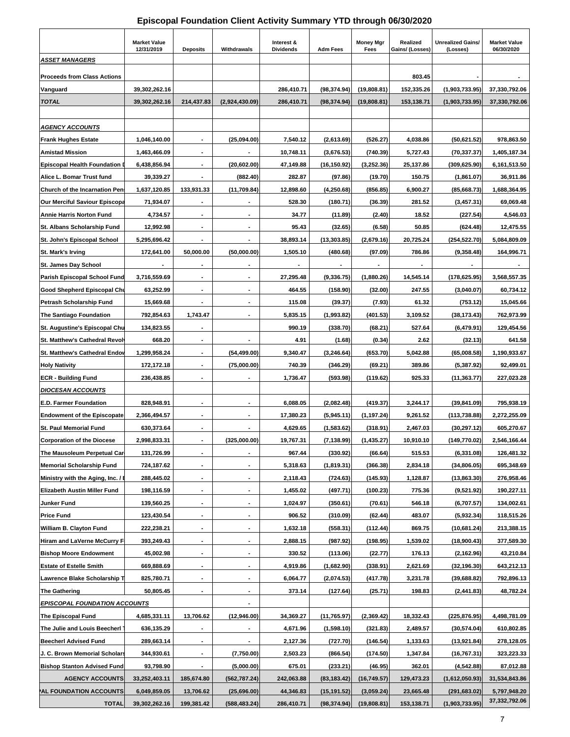# Episcopal Foundation Client Activity Summary YTD through 06/30/2020

| | Market Value 12/31/2019 | Deposits | Withdrawals | Interest & Dividends | Adm Fees | Money Mgr Fees | Realized Gains/ (Losses) | Unrealized Gains/ (Losses) | Market Value 06/30/2020 |
|---|---|---|---|---|---|---|---|---|---|
| ***ASSET MANAGERS*** | | | | | | | | | |
| **Proceeds from Class Actions** | | | | | | | 803.45 | - | - |
| **Vanguard** | 39,302,262.16 | | | 286,410.71 | (98,374.94) | (19,808.81) | 152,335.26 | (1,903,733.95) | 37,330,792.06 |
| ***TOTAL*** | 39,302,262.16 | 214,437.83 | (2,924,430.09) | 286,410.71 | (98,374.94) | (19,808.81) | 153,138.71 | (1,903,733.95) | 37,330,792.06 |
| | | | | | | | | | |
| ***AGENCY ACCOUNTS*** | | | | | | | | | |
| **Frank Hughes Estate** | 1,046,140.00 | - | (25,094.00) | 7,540.12 | (2,613.69) | (526.27) | 4,038.86 | (50,621.52) | 978,863.50 |
| **Amistad Mission** | 1,463,466.09 | - | - | 10,748.11 | (3,676.53) | (740.39) | 5,727.43 | (70,337.37) | 1,405,187.34 |
| **Episcopal Health Foundation D** | 6,438,856.94 | - | (20,602.00) | 47,149.88 | (16,150.92) | (3,252.36) | 25,137.86 | (309,625.90) | 6,161,513.50 |
| **Alice L. Bomar Trust fund** | 39,339.27 | - | (882.40) | 282.87 | (97.86) | (19.70) | 150.75 | (1,861.07) | 36,911.86 |
| **Church of the Incarnation Pen** | 1,637,120.85 | 133,931.33 | (11,709.84) | 12,898.60 | (4,250.68) | (856.85) | 6,900.27 | (85,668.73) | 1,688,364.95 |
| **Our Merciful Saviour Episcopa** | 71,934.07 | - | - | 528.30 | (180.71) | (36.39) | 281.52 | (3,457.31) | 69,069.48 |
| **Annie Harris Norton Fund** | 4,734.57 | - | - | 34.77 | (11.89) | (2.40) | 18.52 | (227.54) | 4,546.03 |
| **St. Albans Scholarship Fund** | 12,992.98 | - | - | 95.43 | (32.65) | (6.58) | 50.85 | (624.48) | 12,475.55 |
| **St. John's Episcopal School** | 5,295,696.42 | - | - | 38,893.14 | (13,303.85) | (2,679.16) | 20,725.24 | (254,522.70) | 5,084,809.09 |
| **St. Mark's Irving** | 172,641.00 | 50,000.00 | (50,000.00) | 1,505.10 | (480.68) | (97.09) | 786.86 | (9,358.48) | 164,996.71 |
| **St. James Day School** | - | - | - | - | - | - | - | - | - |
| **Parish Episcopal School Fund** | 3,716,559.69 | - | - | 27,295.48 | (9,336.75) | (1,880.26) | 14,545.14 | (178,625.95) | 3,568,557.35 |
| **Good Shepherd Episcopal Chu** | 63,252.99 | - | - | 464.55 | (158.90) | (32.00) | 247.55 | (3,040.07) | 60,734.12 |
| **Petrash Scholarship Fund** | 15,669.68 | - | - | 115.08 | (39.37) | (7.93) | 61.32 | (753.12) | 15,045.66 |
| **The Santiago Foundation** | 792,854.63 | 1,743.47 | - | 5,835.15 | (1,993.82) | (401.53) | 3,109.52 | (38,173.43) | 762,973.99 |
| **St. Augustine's Episcopal Chu** | 134,823.55 | - | | 990.19 | (338.70) | (68.21) | 527.64 | (6,479.91) | 129,454.56 |
| **St. Matthew's Cathedral Revol** | 668.20 | - | - | 4.91 | (1.68) | (0.34) | 2.62 | (32.13) | 641.58 |
| **St. Matthew's Cathedral Endow** | 1,299,958.24 | - | (54,499.00) | 9,340.47 | (3,246.64) | (653.70) | 5,042.88 | (65,008.58) | 1,190,933.67 |
| **Holy Nativity** | 172,172.18 | - | (75,000.00) | 740.39 | (346.29) | (69.21) | 389.86 | (5,387.92) | 92,499.01 |
| **ECR - Building Fund** | 236,438.85 | - | - | 1,736.47 | (593.98) | (119.62) | 925.33 | (11,363.77) | 227,023.28 |
| ***DIOCESAN ACCOUNTS*** | | | | | | | | | |
| **E.D. Farmer Foundation** | 828,948.91 | - | - | 6,088.05 | (2,082.48) | (419.37) | 3,244.17 | (39,841.09) | 795,938.19 |
| **Endowment of the Episcopate** | 2,366,494.57 | - | - | 17,380.23 | (5,945.11) | (1,197.24) | 9,261.52 | (113,738.88) | 2,272,255.09 |
| **St. Paul Memorial Fund** | 630,373.64 | - | - | 4,629.65 | (1,583.62) | (318.91) | 2,467.03 | (30,297.12) | 605,270.67 |
| **Corporation of the Diocese** | 2,998,833.31 | - | (325,000.00) | 19,767.31 | (7,138.99) | (1,435.27) | 10,910.10 | (149,770.02) | 2,546,166.44 |
| **The Mausoleum Perpetual Car** | 131,726.99 | - | - | 967.44 | (330.92) | (66.64) | 515.53 | (6,331.08) | 126,481.32 |
| **Memorial Scholarship Fund** | 724,187.62 | - | - | 5,318.63 | (1,819.31) | (366.38) | 2,834.18 | (34,806.05) | 695,348.69 |
| **Ministry with the Aging, Inc. / E** | 288,445.02 | - | - | 2,118.43 | (724.63) | (145.93) | 1,128.87 | (13,863.30) | 276,958.46 |
| **Elizabeth Austin Miller Fund** | 198,116.59 | - | - | 1,455.02 | (497.71) | (100.23) | 775.36 | (9,521.92) | 190,227.11 |
| **Junker Fund** | 139,560.25 | - | - | 1,024.97 | (350.61) | (70.61) | 546.18 | (6,707.57) | 134,002.61 |
| **Price Fund** | 123,430.54 | - | - | 906.52 | (310.09) | (62.44) | 483.07 | (5,932.34) | 118,515.26 |
| **William B. Clayton Fund** | 222,238.21 | - | - | 1,632.18 | (558.31) | (112.44) | 869.75 | (10,681.24) | 213,388.15 |
| **Hiram and LaVerne McCurry F** | 393,249.43 | - | - | 2,888.15 | (987.92) | (198.95) | 1,539.02 | (18,900.43) | 377,589.30 |
| **Bishop Moore Endowment** | 45,002.98 | - | - | 330.52 | (113.06) | (22.77) | 176.13 | (2,162.96) | 43,210.84 |
| **Estate of Estelle Smith** | 669,888.69 | - | - | 4,919.86 | (1,682.90) | (338.91) | 2,621.69 | (32,196.30) | 643,212.13 |
| **Lawrence Blake Scholarship T** | 825,780.71 | - | - | 6,064.77 | (2,074.53) | (417.78) | 3,231.78 | (39,688.82) | 792,896.13 |
| **The Gathering** | 50,805.45 | - | - | 373.14 | (127.64) | (25.71) | 198.83 | (2,441.83) | 48,782.24 |
| ***EPISCOPAL FOUNDATION ACCOUNTS*** | | | - | | | | | | |
| **The Episcopal Fund** | 4,685,331.11 | 13,706.62 | (12,946.00) | 34,369.27 | (11,765.97) | (2,369.42) | 18,332.43 | (225,876.95) | 4,498,781.09 |
| **The Julie and Louis Beecherl T** | 636,135.29 | - | - | 4,671.96 | (1,598.10) | (321.83) | 2,489.57 | (30,574.04) | 610,802.85 |
| **Beecherl Advised Fund** | 289,663.14 | - | - | 2,127.36 | (727.70) | (146.54) | 1,133.63 | (13,921.84) | 278,128.05 |
| **J. C. Brown Memorial Scholars** | 344,930.61 | - | (7,750.00) | 2,503.23 | (866.54) | (174.50) | 1,347.84 | (16,767.31) | 323,223.33 |
| **Bishop Stanton Advised Fund** | 93,798.90 | - | (5,000.00) | 675.01 | (233.21) | (46.95) | 362.01 | (4,542.88) | 87,012.88 |
| **AGENCY ACCOUNTS** | 33,252,403.11 | 185,674.80 | (562,787.24) | 242,063.88 | (83,183.42) | (16,749.57) | 129,473.23 | (1,612,050.93) | 31,534,843.86 |
| **PAL FOUNDATION ACCOUNTS** | 6,049,859.05 | 13,706.62 | (25,696.00) | 44,346.83 | (15,191.52) | (3,059.24) | 23,665.48 | (291,683.02) | 5,797,948.20 |
| **TOTAL** | 39,302,262.16 | 199,381.42 | (588,483.24) | 286,410.71 | (98,374.94) | (19,808.81) | 153,138.71 | (1,903,733.95) | 37,332,792.06 |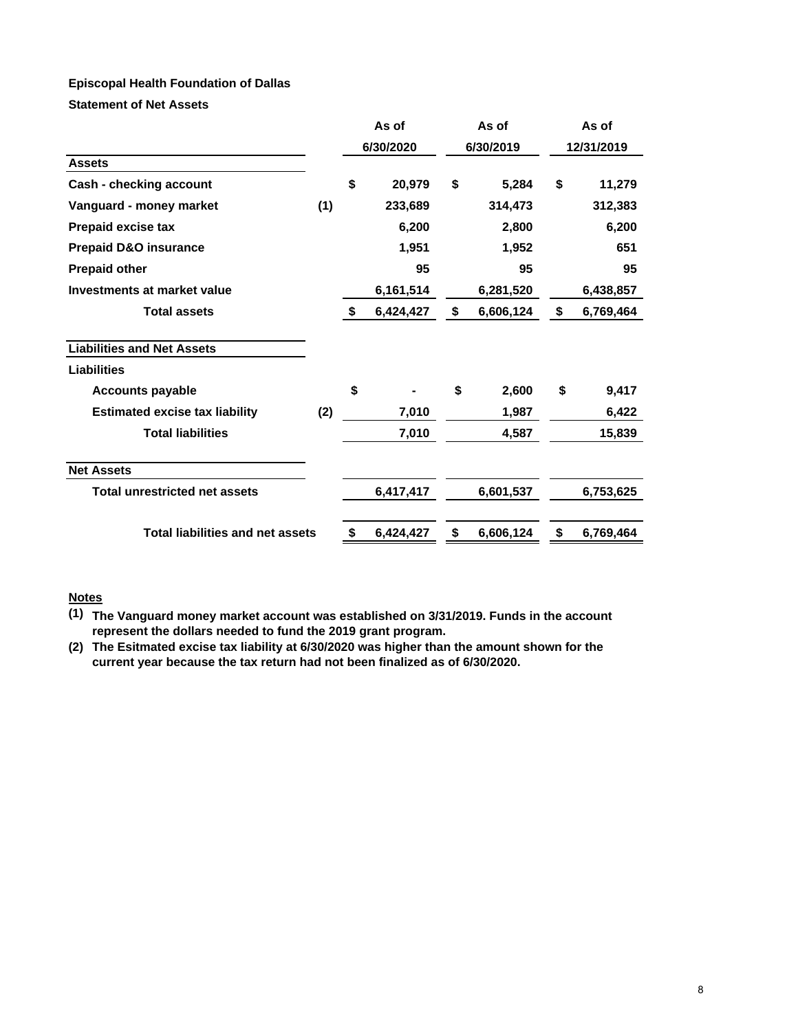**Episcopal Health Foundation of Dallas**

**Statement of Net Assets**

| | | As of 6/30/2020 | As of 6/30/2019 | As of 12/31/2019 |
|---|---|---|---|---|
| **Assets** | | | | |
| **Cash - checking account** | | $ 20,979 | $ 5,284 | $ 11,279 |
| **Vanguard - money market** | (1) | 233,689 | 314,473 | 312,383 |
| **Prepaid excise tax** | | 6,200 | 2,800 | 6,200 |
| **Prepaid D&O insurance** | | 1,951 | 1,952 | 651 |
| **Prepaid other** | | 95 | 95 | 95 |
| **Investments at market value** | | 6,161,514 | 6,281,520 | 6,438,857 |
| **Total assets** | | $ 6,424,427 | $ 6,606,124 | $ 6,769,464 |
| **Liabilities and Net Assets** | | | | |
| **Liabilities** | | | | |
| **Accounts payable** | | $ - | $ 2,600 | $ 9,417 |
| **Estimated excise tax liability** | (2) | 7,010 | 1,987 | 6,422 |
| **Total liabilities** | | 7,010 | 4,587 | 15,839 |
| **Net Assets** | | | | |
| **Total unrestricted net assets** | | 6,417,417 | 6,601,537 | 6,753,625 |
| **Total liabilities and net assets** | | $ 6,424,427 | $ 6,606,124 | $ 6,769,464 |

**Notes**

**(1)** **The Vanguard money market account was established on 3/31/2019. Funds in the account represent the dollars needed to fund the 2019 grant program.**

**(2)** **The Esitmated excise tax liability at 6/30/2020 was higher than the amount shown for the current year because the tax return had not been finalized as of 6/30/2020.**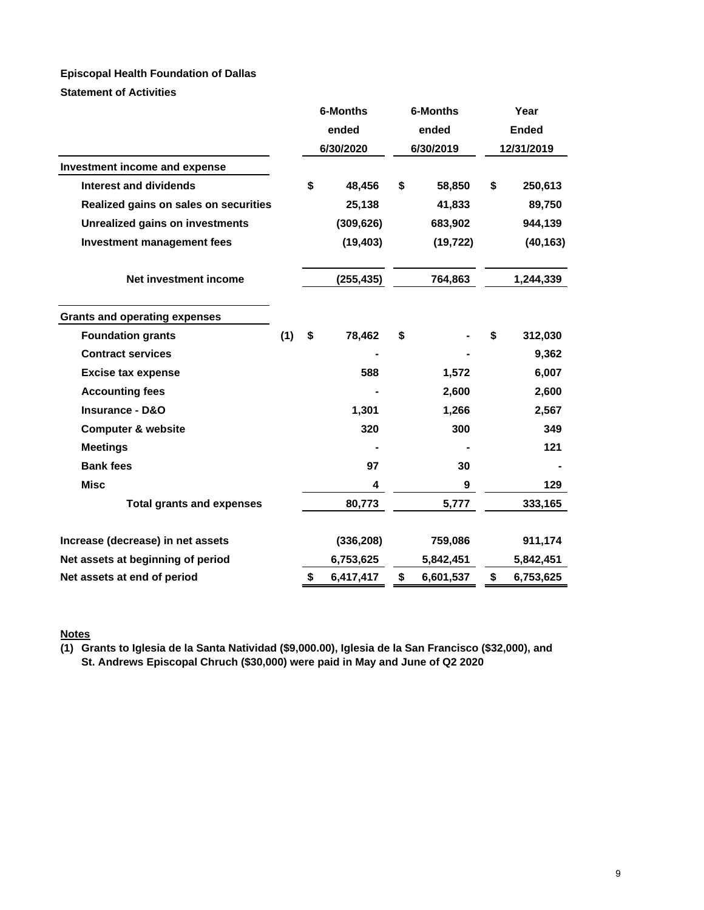**Episcopal Health Foundation of Dallas**

**Statement of Activities**

| | | 6-Months ended 6/30/2020 | 6-Months ended 6/30/2019 | Year Ended 12/31/2019 |
|---|---|---|---|---|
| **Investment income and expense** | | | | |
| Interest and dividends | | $ 48,456 | $ 58,850 | $ 250,613 |
| Realized gains on sales on securities | | 25,138 | 41,833 | 89,750 |
| Unrealized gains on investments | | (309,626) | 683,902 | 944,139 |
| Investment management fees | | (19,403) | (19,722) | (40,163) |
| Net investment income | | (255,435) | 764,863 | 1,244,339 |
| **Grants and operating expenses** | | | | |
| Foundation grants | (1) | $ 78,462 | $ - | $ 312,030 |
| Contract services | | - | - | 9,362 |
| Excise tax expense | | 588 | 1,572 | 6,007 |
| Accounting fees | | - | 2,600 | 2,600 |
| Insurance - D&O | | 1,301 | 1,266 | 2,567 |
| Computer & website | | 320 | 300 | 349 |
| Meetings | | - | - | 121 |
| Bank fees | | 97 | 30 | - |
| Misc | | 4 | 9 | 129 |
| Total grants and expenses | | 80,773 | 5,777 | 333,165 |
| Increase (decrease) in net assets | | (336,208) | 759,086 | 911,174 |
| Net assets at beginning of period | | 6,753,625 | 5,842,451 | 5,842,451 |
| Net assets at end of period | | $ 6,417,417 | $ 6,601,537 | $ 6,753,625 |

**Notes**

(1) Grants to Iglesia de la Santa Natividad ($9,000.00), Iglesia de la San Francisco ($32,000), and St. Andrews Episcopal Chruch ($30,000) were paid in May and June of Q2 2020